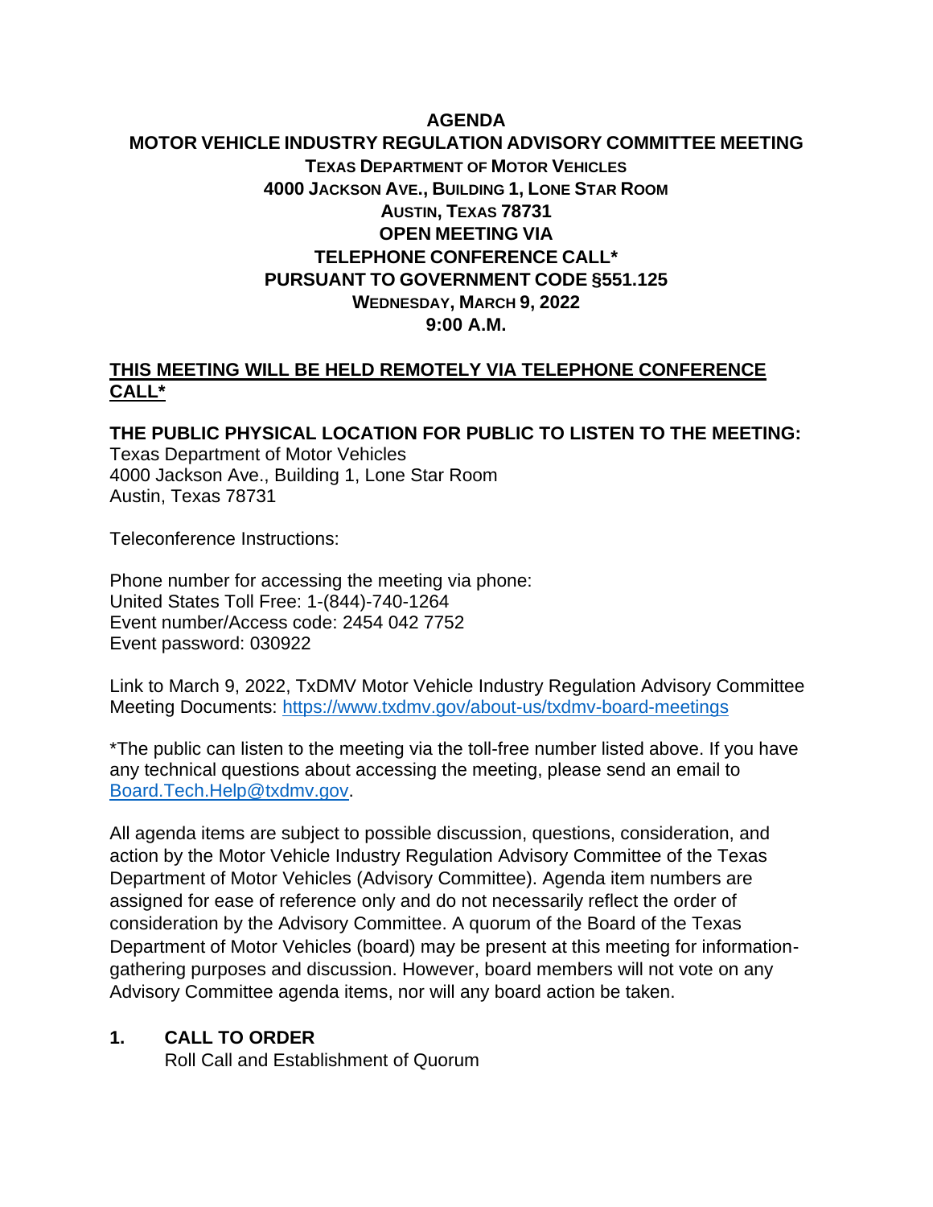# AGENDA

## MOTOR VEHICLE INDUSTRY REGULATION ADVISORY COMMITTEE MEETING

**TEXAS DEPARTMENT OF MOTOR VEHICLES**
**4000 JACKSON AVE., BUILDING 1, LONE STAR ROOM**
**AUSTIN, TEXAS 78731**
**OPEN MEETING VIA**
**TELEPHONE CONFERENCE CALL***
**PURSUANT TO GOVERNMENT CODE §551.125**
**WEDNESDAY, MARCH 9, 2022**
**9:00 A.M.**

**<u>THIS MEETING WILL BE HELD REMOTELY VIA TELEPHONE CONFERENCE CALL*</u>**

**THE PUBLIC PHYSICAL LOCATION FOR PUBLIC TO LISTEN TO THE MEETING:**
Texas Department of Motor Vehicles
4000 Jackson Ave., Building 1, Lone Star Room
Austin, Texas 78731

Teleconference Instructions:

Phone number for accessing the meeting via phone:
United States Toll Free: 1-(844)-740-1264
Event number/Access code: 2454 042 7752
Event password: 030922

Link to March 9, 2022, TxDMV Motor Vehicle Industry Regulation Advisory Committee Meeting Documents: https://www.txdmv.gov/about-us/txdmv-board-meetings

*The public can listen to the meeting via the toll-free number listed above. If you have any technical questions about accessing the meeting, please send an email to Board.Tech.Help@txdmv.gov.

All agenda items are subject to possible discussion, questions, consideration, and action by the Motor Vehicle Industry Regulation Advisory Committee of the Texas Department of Motor Vehicles (Advisory Committee). Agenda item numbers are assigned for ease of reference only and do not necessarily reflect the order of consideration by the Advisory Committee. A quorum of the Board of the Texas Department of Motor Vehicles (board) may be present at this meeting for information-gathering purposes and discussion. However, board members will not vote on any Advisory Committee agenda items, nor will any board action be taken.

**1. CALL TO ORDER**
Roll Call and Establishment of Quorum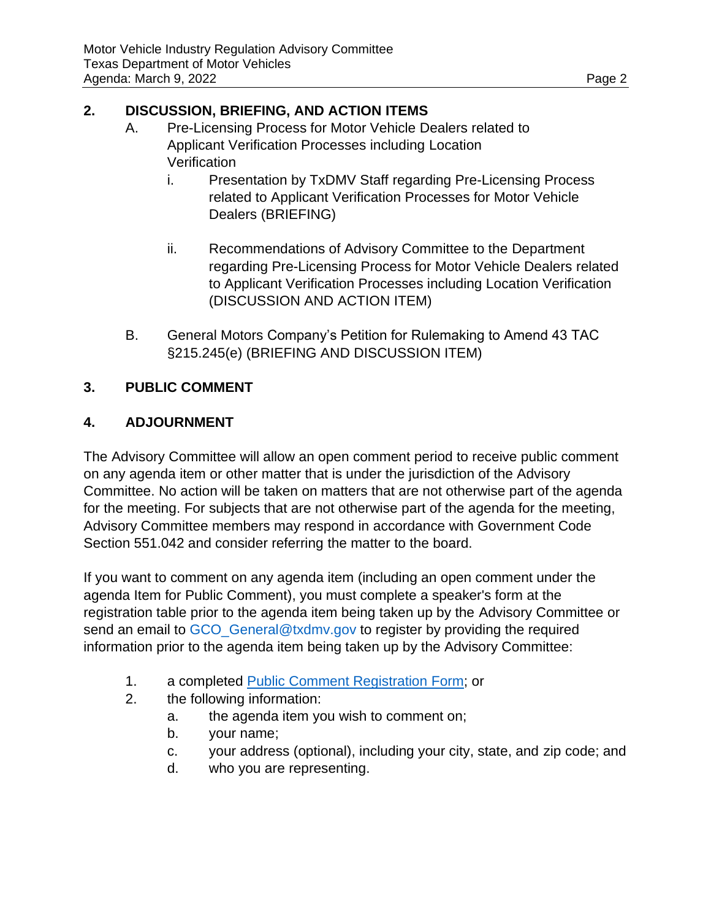## 2. DISCUSSION, BRIEFING, AND ACTION ITEMS

A. Pre-Licensing Process for Motor Vehicle Dealers related to Applicant Verification Processes including Location Verification

   i. Presentation by TxDMV Staff regarding Pre-Licensing Process related to Applicant Verification Processes for Motor Vehicle Dealers (BRIEFING)

   ii. Recommendations of Advisory Committee to the Department regarding Pre-Licensing Process for Motor Vehicle Dealers related to Applicant Verification Processes including Location Verification (DISCUSSION AND ACTION ITEM)

B. General Motors Company's Petition for Rulemaking to Amend 43 TAC §215.245(e) (BRIEFING AND DISCUSSION ITEM)

## 3. PUBLIC COMMENT

## 4. ADJOURNMENT

The Advisory Committee will allow an open comment period to receive public comment on any agenda item or other matter that is under the jurisdiction of the Advisory Committee. No action will be taken on matters that are not otherwise part of the agenda for the meeting. For subjects that are not otherwise part of the agenda for the meeting, Advisory Committee members may respond in accordance with Government Code Section 551.042 and consider referring the matter to the board.

If you want to comment on any agenda item (including an open comment under the agenda Item for Public Comment), you must complete a speaker's form at the registration table prior to the agenda item being taken up by the Advisory Committee or send an email to GCO_General@txdmv.gov to register by providing the required information prior to the agenda item being taken up by the Advisory Committee:

1. a completed Public Comment Registration Form; or
2. the following information:
   a. the agenda item you wish to comment on;
   b. your name;
   c. your address (optional), including your city, state, and zip code; and
   d. who you are representing.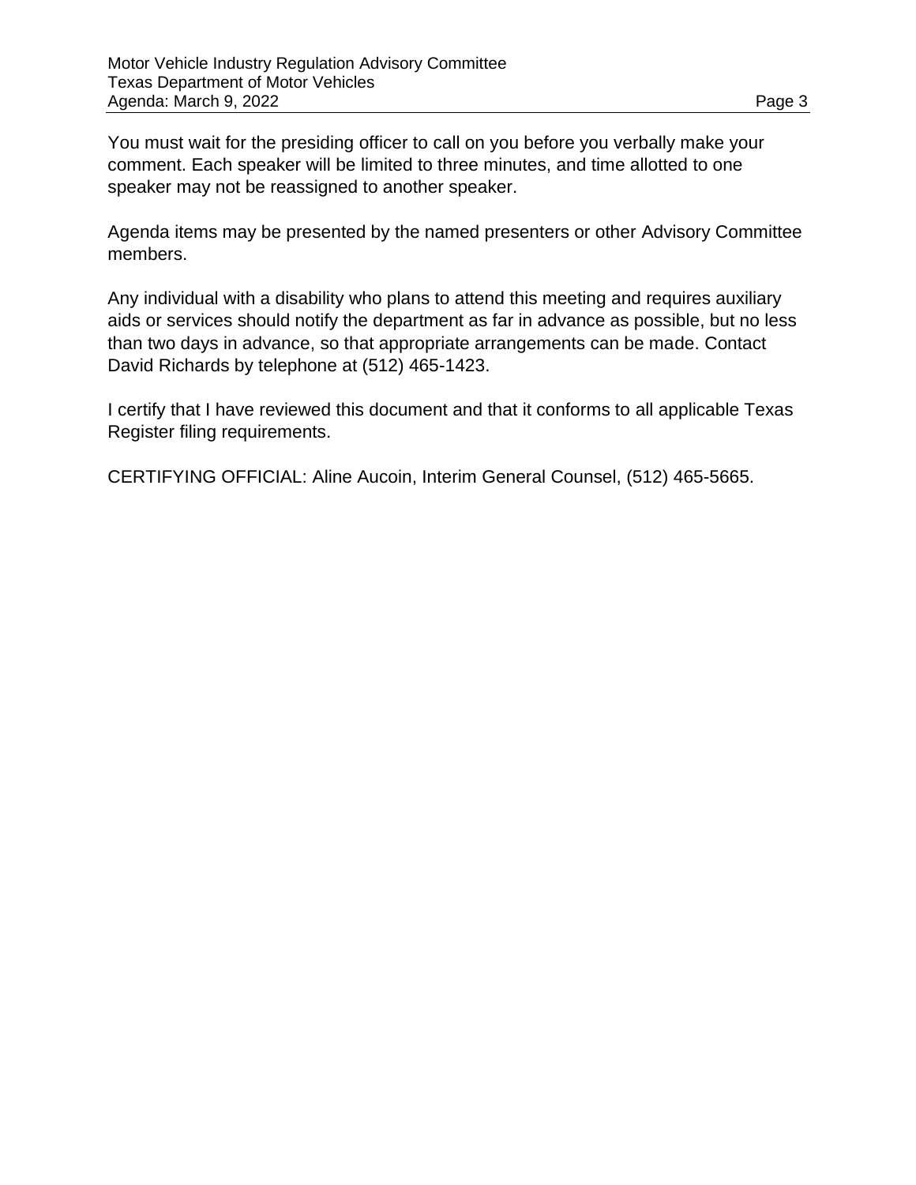You must wait for the presiding officer to call on you before you verbally make your comment. Each speaker will be limited to three minutes, and time allotted to one speaker may not be reassigned to another speaker.

Agenda items may be presented by the named presenters or other Advisory Committee members.

Any individual with a disability who plans to attend this meeting and requires auxiliary aids or services should notify the department as far in advance as possible, but no less than two days in advance, so that appropriate arrangements can be made. Contact David Richards by telephone at (512) 465-1423.

I certify that I have reviewed this document and that it conforms to all applicable Texas Register filing requirements.

CERTIFYING OFFICIAL: Aline Aucoin, Interim General Counsel, (512) 465-5665.